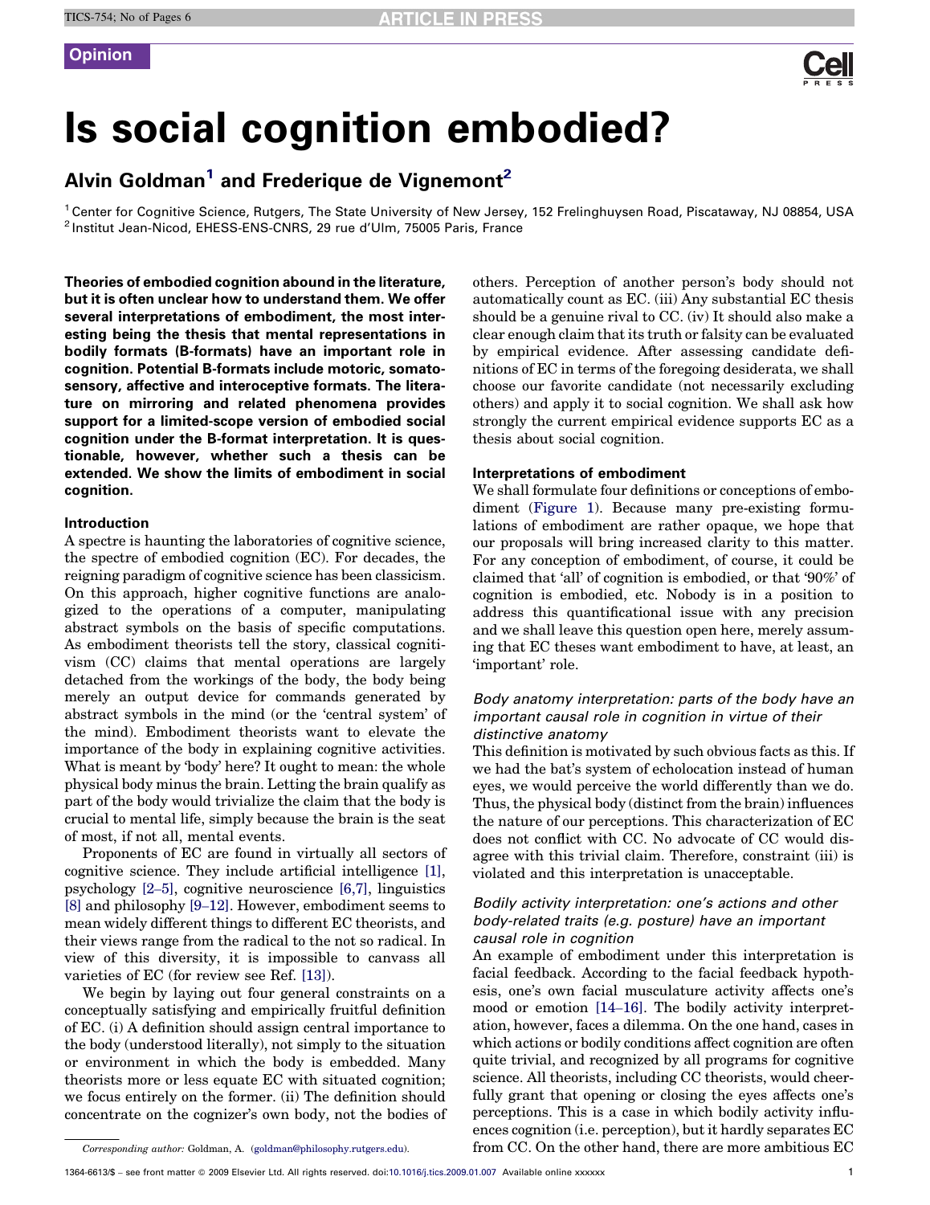Opinion

# Is social cognition embodied?

## Alvin Goldman[1] and Frederique de Vignemont[2]

[1] Center for Cognitive Science, Rutgers, The State University of New Jersey, 152 Frelinghuysen Road, Piscataway, NJ 08854, USA
[2] Institut Jean-Nicod, EHESS-ENS-CNRS, 29 rue d'Ulm, 75005 Paris, France

**Theories of embodied cognition abound in the literature, but it is often unclear how to understand them. We offer several interpretations of embodiment, the most interesting being the thesis that mental representations in bodily formats (B-formats) have an important role in cognition. Potential B-formats include motoric, somatosensory, affective and interoceptive formats. The literature on mirroring and related phenomena provides support for a limited-scope version of embodied social cognition under the B-format interpretation. It is questionable, however, whether such a thesis can be extended. We show the limits of embodiment in social cognition.**

### Introduction

A spectre is haunting the laboratories of cognitive science, the spectre of embodied cognition (EC). For decades, the reigning paradigm of cognitive science has been classicism. On this approach, higher cognitive functions are analogized to the operations of a computer, manipulating abstract symbols on the basis of specific computations. As embodiment theorists tell the story, classical cognitivism (CC) claims that mental operations are largely detached from the workings of the body, the body being merely an output device for commands generated by abstract symbols in the mind (or the 'central system' of the mind). Embodiment theorists want to elevate the importance of the body in explaining cognitive activities. What is meant by 'body' here? It ought to mean: the whole physical body minus the brain. Letting the brain qualify as part of the body would trivialize the claim that the body is crucial to mental life, simply because the brain is the seat of most, if not all, mental events.

Proponents of EC are found in virtually all sectors of cognitive science. They include artificial intelligence [1], psychology [2–5], cognitive neuroscience [6,7], linguistics [8] and philosophy [9–12]. However, embodiment seems to mean widely different things to different EC theorists, and their views range from the radical to the not so radical. In view of this diversity, it is impossible to canvass all varieties of EC (for review see Ref. [13]).

We begin by laying out four general constraints on a conceptually satisfying and empirically fruitful definition of EC. (i) A definition should assign central importance to the body (understood literally), not simply to the situation or environment in which the body is embedded. Many theorists more or less equate EC with situated cognition; we focus entirely on the former. (ii) The definition should concentrate on the cognizer's own body, not the bodies of others. Perception of another person's body should not automatically count as EC. (iii) Any substantial EC thesis should be a genuine rival to CC. (iv) It should also make a clear enough claim that its truth or falsity can be evaluated by empirical evidence. After assessing candidate definitions of EC in terms of the foregoing desiderata, we shall choose our favorite candidate (not necessarily excluding others) and apply it to social cognition. We shall ask how strongly the current empirical evidence supports EC as a thesis about social cognition.

### Interpretations of embodiment

We shall formulate four definitions or conceptions of embodiment (Figure 1). Because many pre-existing formulations of embodiment are rather opaque, we hope that our proposals will bring increased clarity to this matter. For any conception of embodiment, of course, it could be claimed that 'all' of cognition is embodied, or that '90%' of cognition is embodied, etc. Nobody is in a position to address this quantificational issue with any precision and we shall leave this question open here, merely assuming that EC theses want embodiment to have, at least, an 'important' role.

#### *Body anatomy interpretation: parts of the body have an important causal role in cognition in virtue of their distinctive anatomy*

This definition is motivated by such obvious facts as this. If we had the bat's system of echolocation instead of human eyes, we would perceive the world differently than we do. Thus, the physical body (distinct from the brain) influences the nature of our perceptions. This characterization of EC does not conflict with CC. No advocate of CC would disagree with this trivial claim. Therefore, constraint (iii) is violated and this interpretation is unacceptable.

#### *Bodily activity interpretation: one's actions and other body-related traits (e.g. posture) have an important causal role in cognition*

An example of embodiment under this interpretation is facial feedback. According to the facial feedback hypothesis, one's own facial musculature activity affects one's mood or emotion [14–16]. The bodily activity interpretation, however, faces a dilemma. On the one hand, cases in which actions or bodily conditions affect cognition are often quite trivial, and recognized by all programs for cognitive science. All theorists, including CC theorists, would cheerfully grant that opening or closing the eyes affects one's perceptions. This is a case in which bodily activity influences cognition (i.e. perception), but it hardly separates EC from CC. On the other hand, there are more ambitious EC

Corresponding author: Goldman, A. (goldman@philosophy.rutgers.edu).

1364-6613/$ – see front matter © 2009 Elsevier Ltd. All rights reserved. doi:10.1016/j.tics.2009.01.007 Available online xxxxxx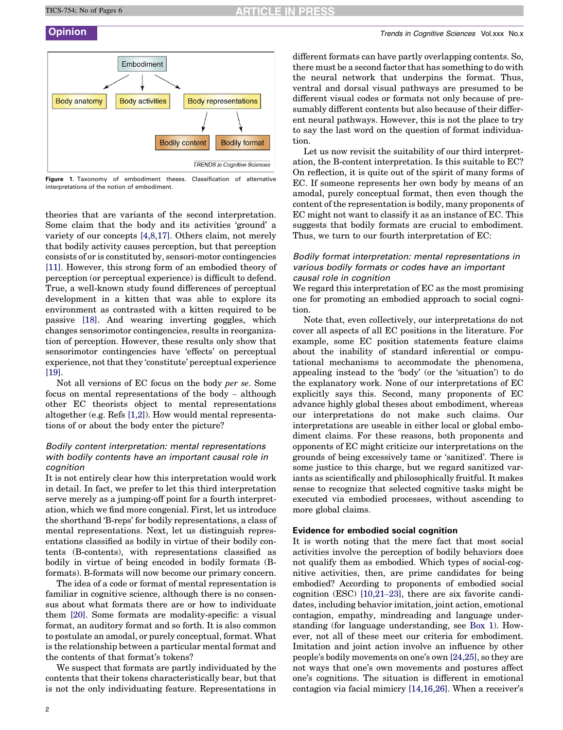Embodiment

Body anatomy

Body activities

Body representations

Bodily content

Bodily format

**Figure 1.** Taxonomy of embodiment theses. Classification of alternative interpretations of the notion of embodiment.

theories that are variants of the second interpretation. Some claim that the body and its activities 'ground' a variety of our concepts [4,8,17]. Others claim, not merely that bodily activity causes perception, but that perception consists of or is constituted by, sensori-motor contingencies [11]. However, this strong form of an embodied theory of perception (or perceptual experience) is difficult to defend. True, a well-known study found differences of perceptual development in a kitten that was able to explore its environment as contrasted with a kitten required to be passive [18]. And wearing inverting goggles, which changes sensorimotor contingencies, results in reorganization of perception. However, these results only show that sensorimotor contingencies have 'effects' on perceptual experience, not that they 'constitute' perceptual experience [19].

Not all versions of EC focus on the body *per se*. Some focus on mental representations of the body – although other EC theorists object to mental representations altogether (e.g. Refs [1,2]). How would mental representations of or about the body enter the picture?

### *Bodily content interpretation: mental representations with bodily contents have an important causal role in cognition*

It is not entirely clear how this interpretation would work in detail. In fact, we prefer to let this third interpretation serve merely as a jumping-off point for a fourth interpretation, which we find more congenial. First, let us introduce the shorthand 'B-reps' for bodily representations, a class of mental representations. Next, let us distinguish representations classified as bodily in virtue of their bodily contents (B-contents), with representations classified as bodily in virtue of being encoded in bodily formats (B-formats). B-formats will now become our primary concern.

The idea of a code or format of mental representation is familiar in cognitive science, although there is no consensus about what formats there are or how to individuate them [20]. Some formats are modality-specific: a visual format, an auditory format and so forth. It is also common to postulate an amodal, or purely conceptual, format. What is the relationship between a particular mental format and the contents of that format's tokens?

We suspect that formats are partly individuated by the contents that their tokens characteristically bear, but that is not the only individuating feature. Representations in different formats can have partly overlapping contents. So, there must be a second factor that has something to do with the neural network that underpins the format. Thus, ventral and dorsal visual pathways are presumed to be different visual codes or formats not only because of presumably different contents but also because of their different neural pathways. However, this is not the place to try to say the last word on the question of format individuation.

Let us now revisit the suitability of our third interpretation, the B-content interpretation. Is this suitable to EC? On reflection, it is quite out of the spirit of many forms of EC. If someone represents her own body by means of an amodal, purely conceptual format, then even though the content of the representation is bodily, many proponents of EC might not want to classify it as an instance of EC. This suggests that bodily formats are crucial to embodiment. Thus, we turn to our fourth interpretation of EC:

### *Bodily format interpretation: mental representations in various bodily formats or codes have an important causal role in cognition*

We regard this interpretation of EC as the most promising one for promoting an embodied approach to social cognition.

Note that, even collectively, our interpretations do not cover all aspects of all EC positions in the literature. For example, some EC position statements feature claims about the inability of standard inferential or computational mechanisms to accommodate the phenomena, appealing instead to the 'body' (or the 'situation') to do the explanatory work. None of our interpretations of EC explicitly says this. Second, many proponents of EC advance highly global theses about embodiment, whereas our interpretations do not make such claims. Our interpretations are useable in either local or global embodiment claims. For these reasons, both proponents and opponents of EC might criticize our interpretations on the grounds of being excessively tame or 'sanitized'. There is some justice to this charge, but we regard sanitized variants as scientifically and philosophically fruitful. It makes sense to recognize that selected cognitive tasks might be executed via embodied processes, without ascending to more global claims.

## Evidence for embodied social cognition

It is worth noting that the mere fact that most social activities involve the perception of bodily behaviors does not qualify them as embodied. Which types of social-cognitive activities, then, are prime candidates for being embodied? According to proponents of embodied social cognition (ESC) [10,21–23], there are six favorite candidates, including behavior imitation, joint action, emotional contagion, empathy, mindreading and language understanding (for language understanding, see Box 1). However, not all of these meet our criteria for embodiment. Imitation and joint action involve an influence by other people's bodily movements on one's own [24,25], so they are not ways that one's own movements and postures affect one's cognitions. The situation is different in emotional contagion via facial mimicry [14,16,26]. When a receiver's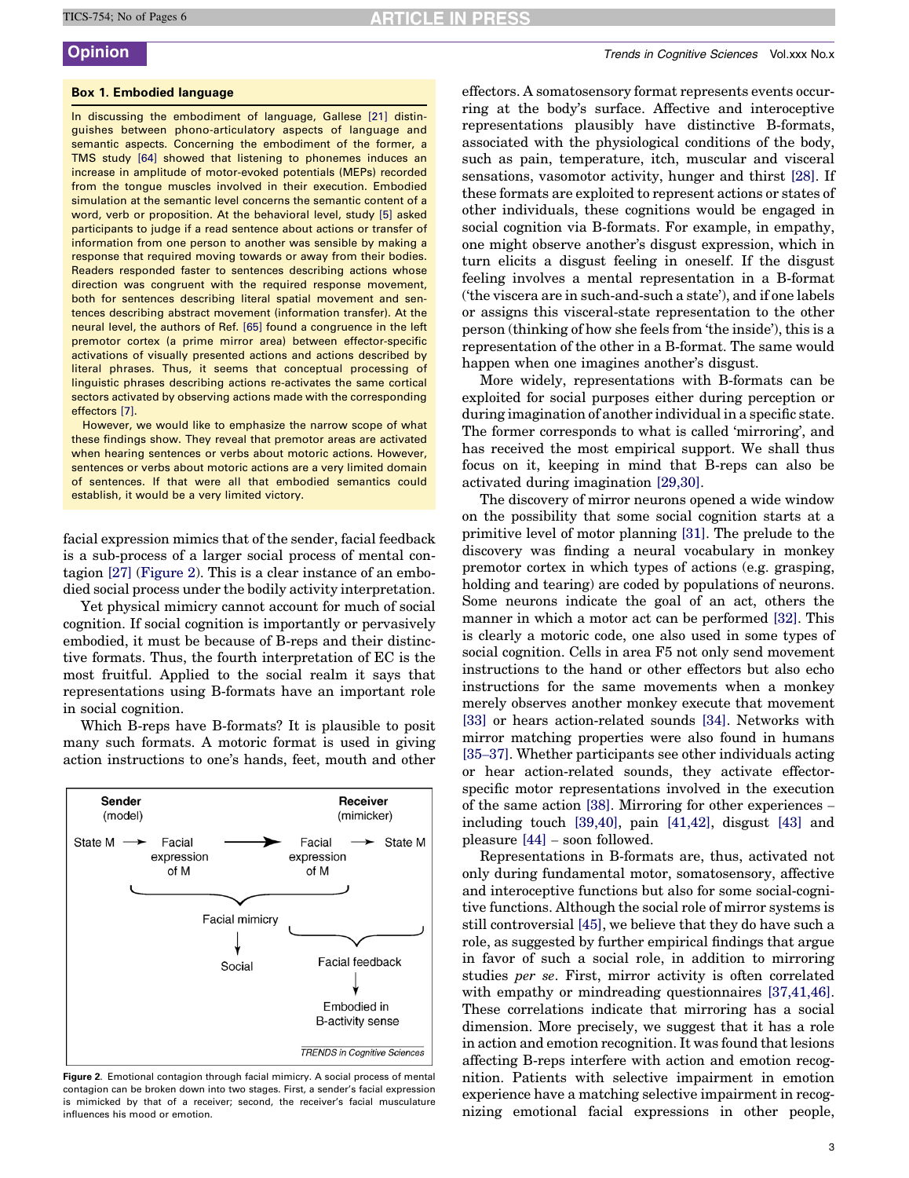### Box 1. Embodied language

In discussing the embodiment of language, Gallese [21] distinguishes between phono-articulatory aspects of language and semantic aspects. Concerning the embodiment of the former, a TMS study [64] showed that listening to phonemes induces an increase in amplitude of motor-evoked potentials (MEPs) recorded from the tongue muscles involved in their execution. Embodied simulation at the semantic level concerns the semantic content of a word, verb or proposition. At the behavioral level, study [5] asked participants to judge if a read sentence about actions or transfer of information from one person to another was sensible by making a response that required moving towards or away from their bodies. Readers responded faster to sentences describing actions whose direction was congruent with the required response movement, both for sentences describing literal spatial movement and sentences describing abstract movement (information transfer). At the neural level, the authors of Ref. [65] found a congruence in the left premotor cortex (a prime mirror area) between effector-specific activations of visually presented actions and actions described by literal phrases. Thus, it seems that conceptual processing of linguistic phrases describing actions re-activates the same cortical sectors activated by observing actions made with the corresponding effectors [7].

However, we would like to emphasize the narrow scope of what these findings show. They reveal that premotor areas are activated when hearing sentences or verbs about motoric actions. However, sentences or verbs about motoric actions are a very limited domain of sentences. If that were all that embodied semantics could establish, it would be a very limited victory.

facial expression mimics that of the sender, facial feedback is a sub-process of a larger social process of mental contagion [27] (Figure 2). This is a clear instance of an embodied social process under the bodily activity interpretation.

Yet physical mimicry cannot account for much of social cognition. If social cognition is importantly or pervasively embodied, it must be because of B-reps and their distinctive formats. Thus, the fourth interpretation of EC is the most fruitful. Applied to the social realm it says that representations using B-formats have an important role in social cognition.

Which B-reps have B-formats? It is plausible to posit many such formats. A motoric format is used in giving action instructions to one's hands, feet, mouth and other effectors. A somatosensory format represents events occurring at the body's surface. Affective and interoceptive representations plausibly have distinctive B-formats, associated with the physiological conditions of the body, such as pain, temperature, itch, muscular and visceral sensations, vasomotor activity, hunger and thirst [28]. If these formats are exploited to represent actions or states of other individuals, these cognitions would be engaged in social cognition via B-formats. For example, in empathy, one might observe another's disgust expression, which in turn elicits a disgust feeling in oneself. If the disgust feeling involves a mental representation in a B-format ('the viscera are in such-and-such a state'), and if one labels or assigns this visceral-state representation to the other person (thinking of how she feels from 'the inside'), this is a representation of the other in a B-format. The same would happen when one imagines another's disgust.

More widely, representations with B-formats can be exploited for social purposes either during perception or during imagination of another individual in a specific state. The former corresponds to what is called 'mirroring', and has received the most empirical support. We shall thus focus on it, keeping in mind that B-reps can also be activated during imagination [29,30].

The discovery of mirror neurons opened a wide window on the possibility that some social cognition starts at a primitive level of motor planning [31]. The prelude to the discovery was finding a neural vocabulary in monkey premotor cortex in which types of actions (e.g. grasping, holding and tearing) are coded by populations of neurons. Some neurons indicate the goal of an act, others the manner in which a motor act can be performed [32]. This is clearly a motoric code, one also used in some types of social cognition. Cells in area F5 not only send movement instructions to the hand or other effectors but also echo instructions for the same movements when a monkey merely observes another monkey execute that movement [33] or hears action-related sounds [34]. Networks with mirror matching properties were also found in humans [35–37]. Whether participants see other individuals acting or hear action-related sounds, they activate effector-specific motor representations involved in the execution of the same action [38]. Mirroring for other experiences – including touch [39,40], pain [41,42], disgust [43] and pleasure [44] – soon followed.

Representations in B-formats are, thus, activated not only during fundamental motor, somatosensory, affective and interoceptive functions but also for some social-cognitive functions. Although the social role of mirror systems is still controversial [45], we believe that they do have such a role, as suggested by further empirical findings that argue in favor of such a social role, in addition to mirroring studies *per se*. First, mirror activity is often correlated with empathy or mindreading questionnaires [37,41,46]. These correlations indicate that mirroring has a social dimension. More precisely, we suggest that it has a role in action and emotion recognition. It was found that lesions affecting B-reps interfere with action and emotion recognition. Patients with selective impairment in emotion experience have a matching selective impairment in recognizing emotional facial expressions in other people,

Sender
(model)
Receiver
(mimicker)
State M
Facial expression of M
Facial expression of M
State M
Facial mimicry
Social
Facial feedback
Embodied in B-activity sense
TRENDS in Cognitive Sciences

**Figure 2.** Emotional contagion through facial mimicry. A social process of mental contagion can be broken down into two stages. First, a sender's facial expression is mimicked by that of a receiver; second, the receiver's facial musculature influences his mood or emotion.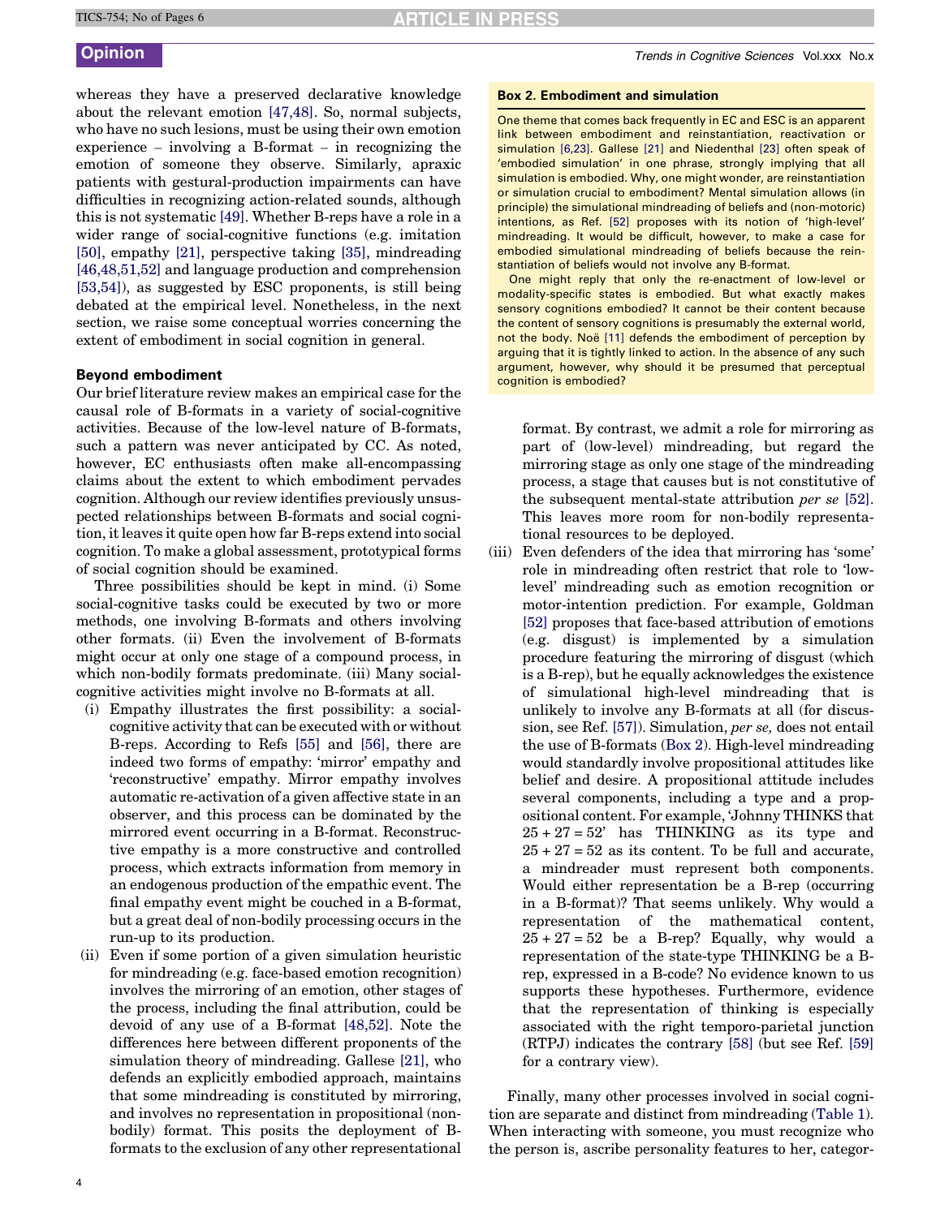whereas they have a preserved declarative knowledge about the relevant emotion [47,48]. So, normal subjects, who have no such lesions, must be using their own emotion experience – involving a B-format – in recognizing the emotion of someone they observe. Similarly, apraxic patients with gestural-production impairments can have difficulties in recognizing action-related sounds, although this is not systematic [49]. Whether B-reps have a role in a wider range of social-cognitive functions (e.g. imitation [50], empathy [21], perspective taking [35], mindreading [46,48,51,52] and language production and comprehension [53,54]), as suggested by ESC proponents, is still being debated at the empirical level. Nonetheless, in the next section, we raise some conceptual worries concerning the extent of embodiment in social cognition in general.

## Beyond embodiment

Our brief literature review makes an empirical case for the causal role of B-formats in a variety of social-cognitive activities. Because of the low-level nature of B-formats, such a pattern was never anticipated by CC. As noted, however, EC enthusiasts often make all-encompassing claims about the extent to which embodiment pervades cognition. Although our review identifies previously unsuspected relationships between B-formats and social cognition, it leaves it quite open how far B-reps extend into social cognition. To make a global assessment, prototypical forms of social cognition should be examined.

Three possibilities should be kept in mind. (i) Some social-cognitive tasks could be executed by two or more methods, one involving B-formats and others involving other formats. (ii) Even the involvement of B-formats might occur at only one stage of a compound process, in which non-bodily formats predominate. (iii) Many social-cognitive activities might involve no B-formats at all.

(i) Empathy illustrates the first possibility: a social-cognitive activity that can be executed with or without B-reps. According to Refs [55] and [56], there are indeed two forms of empathy: 'mirror' empathy and 'reconstructive' empathy. Mirror empathy involves automatic re-activation of a given affective state in an observer, and this process can be dominated by the mirrored event occurring in a B-format. Reconstructive empathy is a more constructive and controlled process, which extracts information from memory in an endogenous production of the empathic event. The final empathy event might be couched in a B-format, but a great deal of non-bodily processing occurs in the run-up to its production.

(ii) Even if some portion of a given simulation heuristic for mindreading (e.g. face-based emotion recognition) involves the mirroring of an emotion, other stages of the process, including the final attribution, could be devoid of any use of a B-format [48,52]. Note the differences here between different proponents of the simulation theory of mindreading. Gallese [21], who defends an explicitly embodied approach, maintains that some mindreading is constituted by mirroring, and involves no representation in propositional (non-bodily) format. This posits the deployment of B-formats to the exclusion of any other representational format. By contrast, we admit a role for mirroring as part of (low-level) mindreading, but regard the mirroring stage as only one stage of the mindreading process, a stage that causes but is not constitutive of the subsequent mental-state attribution *per se* [52]. This leaves more room for non-bodily representational resources to be deployed.

(iii) Even defenders of the idea that mirroring has 'some' role in mindreading often restrict that role to 'low-level' mindreading such as emotion recognition or motor-intention prediction. For example, Goldman [52] proposes that face-based attribution of emotions (e.g. disgust) is implemented by a simulation procedure featuring the mirroring of disgust (which is a B-rep), but he equally acknowledges the existence of simulational high-level mindreading that is unlikely to involve any B-formats at all (for discussion, see Ref. [57]). Simulation, *per se,* does not entail the use of B-formats (Box 2). High-level mindreading would standardly involve propositional attitudes like belief and desire. A propositional attitude includes several components, including a type and a propositional content. For example, 'Johnny THINKS that 25 + 27 = 52' has THINKING as its type and 25 + 27 = 52 as its content. To be full and accurate, a mindreader must represent both components. Would either representation be a B-rep (occurring in a B-format)? That seems unlikely. Why would a representation of the mathematical content, 25 + 27 = 52 be a B-rep? Equally, why would a representation of the state-type THINKING be a B-rep, expressed in a B-code? No evidence known to us supports these hypotheses. Furthermore, evidence that the representation of thinking is especially associated with the right temporo-parietal junction (RTPJ) indicates the contrary [58] (but see Ref. [59] for a contrary view).

Finally, many other processes involved in social cognition are separate and distinct from mindreading (Table 1). When interacting with someone, you must recognize who the person is, ascribe personality features to her, categor-

---

**Box 2. Embodiment and simulation**

One theme that comes back frequently in EC and ESC is an apparent link between embodiment and reinstantiation, reactivation or simulation [6,23]. Gallese [21] and Niedenthal [23] often speak of 'embodied simulation' in one phrase, strongly implying that all simulation is embodied. Why, one might wonder, are reinstantiation or simulation crucial to embodiment? Mental simulation allows (in principle) the simulational mindreading of beliefs and (non-motoric) intentions, as Ref. [52] proposes with its notion of 'high-level' mindreading. It would be difficult, however, to make a case for embodied simulational mindreading of beliefs because the reinstantiation of beliefs would not involve any B-format.

One might reply that only the re-enactment of low-level or modality-specific states is embodied. But what exactly makes sensory cognitions embodied? It cannot be their content because the content of sensory cognitions is presumably the external world, not the body. Noë [11] defends the embodiment of perception by arguing that it is tightly linked to action. In the absence of any such argument, however, why should it be presumed that perceptual cognition is embodied?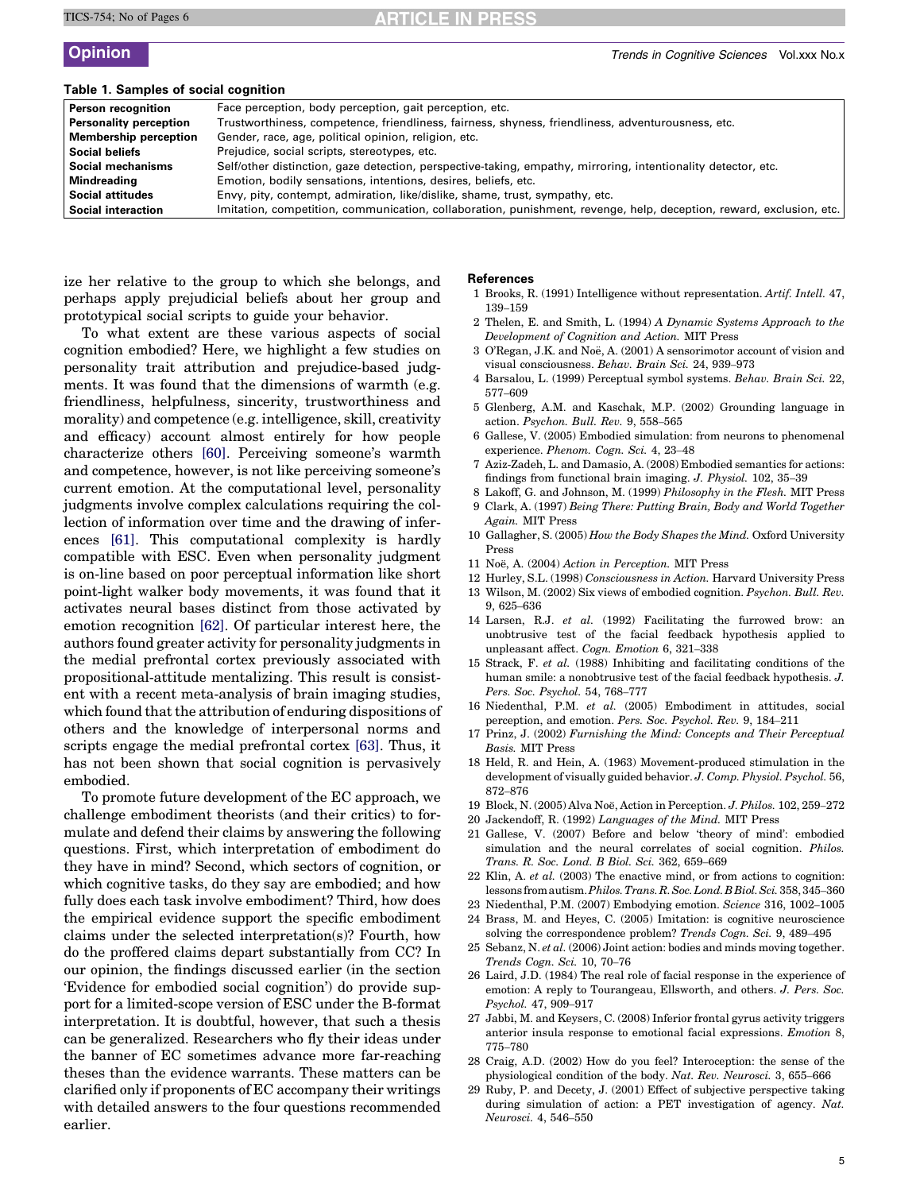**Table 1. Samples of social cognition**

| | |
|---|---|
| **Person recognition** | Face perception, body perception, gait perception, etc. |
| **Personality perception** | Trustworthiness, competence, friendliness, fairness, shyness, friendliness, adventurousness, etc. |
| **Membership perception** | Gender, race, age, political opinion, religion, etc. |
| **Social beliefs** | Prejudice, social scripts, stereotypes, etc. |
| **Social mechanisms** | Self/other distinction, gaze detection, perspective-taking, empathy, mirroring, intentionality detector, etc. |
| **Mindreading** | Emotion, bodily sensations, intentions, desires, beliefs, etc. |
| **Social attitudes** | Envy, pity, contempt, admiration, like/dislike, shame, trust, sympathy, etc. |
| **Social interaction** | Imitation, competition, communication, collaboration, punishment, revenge, help, deception, reward, exclusion, etc. |

ize her relative to the group to which she belongs, and perhaps apply prejudicial beliefs about her group and prototypical social scripts to guide your behavior.

To what extent are these various aspects of social cognition embodied? Here, we highlight a few studies on personality trait attribution and prejudice-based judgments. It was found that the dimensions of warmth (e.g. friendliness, helpfulness, sincerity, trustworthiness and morality) and competence (e.g. intelligence, skill, creativity and efficacy) account almost entirely for how people characterize others [60]. Perceiving someone's warmth and competence, however, is not like perceiving someone's current emotion. At the computational level, personality judgments involve complex calculations requiring the collection of information over time and the drawing of inferences [61]. This computational complexity is hardly compatible with ESC. Even when personality judgment is on-line based on poor perceptual information like short point-light walker body movements, it was found that it activates neural bases distinct from those activated by emotion recognition [62]. Of particular interest here, the authors found greater activity for personality judgments in the medial prefrontal cortex previously associated with propositional-attitude mentalizing. This result is consistent with a recent meta-analysis of brain imaging studies, which found that the attribution of enduring dispositions of others and the knowledge of interpersonal norms and scripts engage the medial prefrontal cortex [63]. Thus, it has not been shown that social cognition is pervasively embodied.

To promote future development of the EC approach, we challenge embodiment theorists (and their critics) to formulate and defend their claims by answering the following questions. First, which interpretation of embodiment do they have in mind? Second, which sectors of cognition, or which cognitive tasks, do they say are embodied; and how fully does each task involve embodiment? Third, how does the empirical evidence support the specific embodiment claims under the selected interpretation(s)? Fourth, how do the proffered claims depart substantially from CC? In our opinion, the findings discussed earlier (in the section 'Evidence for embodied social cognition') do provide support for a limited-scope version of ESC under the B-format interpretation. It is doubtful, however, that such a thesis can be generalized. Researchers who fly their ideas under the banner of EC sometimes advance more far-reaching theses than the evidence warrants. These matters can be clarified only if proponents of EC accompany their writings with detailed answers to the four questions recommended earlier.

### References

1 Brooks, R. (1991) Intelligence without representation. *Artif. Intell.* 47, 139–159
2 Thelen, E. and Smith, L. (1994) *A Dynamic Systems Approach to the Development of Cognition and Action.* MIT Press
3 O'Regan, J.K. and Noë, A. (2001) A sensorimotor account of vision and visual consciousness. *Behav. Brain Sci.* 24, 939–973
4 Barsalou, L. (1999) Perceptual symbol systems. *Behav. Brain Sci.* 22, 577–609
5 Glenberg, A.M. and Kaschak, M.P. (2002) Grounding language in action. *Psychon. Bull. Rev.* 9, 558–565
6 Gallese, V. (2005) Embodied simulation: from neurons to phenomenal experience. *Phenom. Cogn. Sci.* 4, 23–48
7 Aziz-Zadeh, L. and Damasio, A. (2008) Embodied semantics for actions: findings from functional brain imaging. *J. Physiol.* 102, 35–39
8 Lakoff, G. and Johnson, M. (1999) *Philosophy in the Flesh.* MIT Press
9 Clark, A. (1997) *Being There: Putting Brain, Body and World Together Again.* MIT Press
10 Gallagher, S. (2005) *How the Body Shapes the Mind.* Oxford University Press
11 Noë, A. (2004) *Action in Perception.* MIT Press
12 Hurley, S.L. (1998) *Consciousness in Action.* Harvard University Press
13 Wilson, M. (2002) Six views of embodied cognition. *Psychon. Bull. Rev.* 9, 625–636
14 Larsen, R.J. *et al.* (1992) Facilitating the furrowed brow: an unobtrusive test of the facial feedback hypothesis applied to unpleasant affect. *Cogn. Emotion* 6, 321–338
15 Strack, F. *et al.* (1988) Inhibiting and facilitating conditions of the human smile: a nonobtrusive test of the facial feedback hypothesis. *J. Pers. Soc. Psychol.* 54, 768–777
16 Niedenthal, P.M. *et al.* (2005) Embodiment in attitudes, social perception, and emotion. *Pers. Soc. Psychol. Rev.* 9, 184–211
17 Prinz, J. (2002) *Furnishing the Mind: Concepts and Their Perceptual Basis.* MIT Press
18 Held, R. and Hein, A. (1963) Movement-produced stimulation in the development of visually guided behavior. *J. Comp. Physiol. Psychol.* 56, 872–876
19 Block, N. (2005) Alva Noë, Action in Perception. *J. Philos.* 102, 259–272
20 Jackendoff, R. (1992) *Languages of the Mind.* MIT Press
21 Gallese, V. (2007) Before and below 'theory of mind': embodied simulation and the neural correlates of social cognition. *Philos. Trans. R. Soc. Lond. B Biol. Sci.* 362, 659–669
22 Klin, A. *et al.* (2003) The enactive mind, or from actions to cognition: lessons from autism. *Philos. Trans. R. Soc. Lond. B Biol. Sci.* 358, 345–360
23 Niedenthal, P.M. (2007) Embodying emotion. *Science* 316, 1002–1005
24 Brass, M. and Heyes, C. (2005) Imitation: is cognitive neuroscience solving the correspondence problem? *Trends Cogn. Sci.* 9, 489–495
25 Sebanz, N. *et al.* (2006) Joint action: bodies and minds moving together. *Trends Cogn. Sci.* 10, 70–76
26 Laird, J.D. (1984) The real role of facial response in the experience of emotion: A reply to Tourangeau, Ellsworth, and others. *J. Pers. Soc. Psychol.* 47, 909–917
27 Jabbi, M. and Keysers, C. (2008) Inferior frontal gyrus activity triggers anterior insula response to emotional facial expressions. *Emotion* 8, 775–780
28 Craig, A.D. (2002) How do you feel? Interoception: the sense of the physiological condition of the body. *Nat. Rev. Neurosci.* 3, 655–666
29 Ruby, P. and Decety, J. (2001) Effect of subjective perspective taking during simulation of action: a PET investigation of agency. *Nat. Neurosci.* 4, 546–550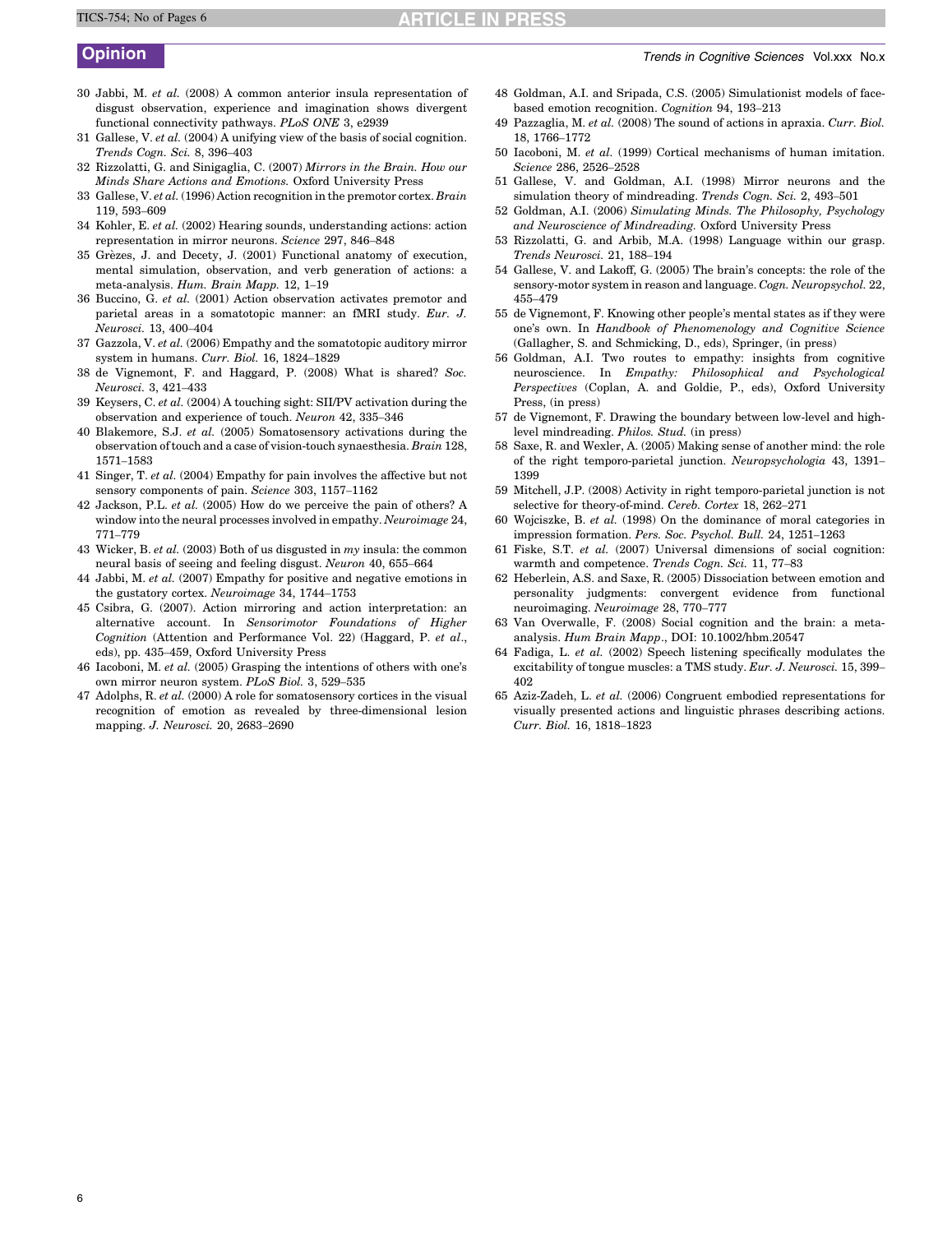30 Jabbi, M. *et al.* (2008) A common anterior insula representation of disgust observation, experience and imagination shows divergent functional connectivity pathways. *PLoS ONE* 3, e2939

31 Gallese, V. *et al.* (2004) A unifying view of the basis of social cognition. *Trends Cogn. Sci.* 8, 396–403

32 Rizzolatti, G. and Sinigaglia, C. (2007) *Mirrors in the Brain. How our Minds Share Actions and Emotions.* Oxford University Press

33 Gallese, V. *et al.* (1996) Action recognition in the premotor cortex. *Brain* 119, 593–609

34 Kohler, E. *et al.* (2002) Hearing sounds, understanding actions: action representation in mirror neurons. *Science* 297, 846–848

35 Grèzes, J. and Decety, J. (2001) Functional anatomy of execution, mental simulation, observation, and verb generation of actions: a meta-analysis. *Hum. Brain Mapp.* 12, 1–19

36 Buccino, G. *et al.* (2001) Action observation activates premotor and parietal areas in a somatotopic manner: an fMRI study. *Eur. J. Neurosci.* 13, 400–404

37 Gazzola, V. *et al.* (2006) Empathy and the somatotopic auditory mirror system in humans. *Curr. Biol.* 16, 1824–1829

38 de Vignemont, F. and Haggard, P. (2008) What is shared? *Soc. Neurosci.* 3, 421–433

39 Keysers, C. *et al*. (2004) A touching sight: SII/PV activation during the observation and experience of touch. *Neuron* 42, 335–346

40 Blakemore, S.J. *et al.* (2005) Somatosensory activations during the observation of touch and a case of vision-touch synaesthesia. *Brain* 128, 1571–1583

41 Singer, T. *et al.* (2004) Empathy for pain involves the affective but not sensory components of pain. *Science* 303, 1157–1162

42 Jackson, P.L. *et al.* (2005) How do we perceive the pain of others? A window into the neural processes involved in empathy. *Neuroimage* 24, 771–779

43 Wicker, B. *et al.* (2003) Both of us disgusted in *my* insula: the common neural basis of seeing and feeling disgust. *Neuron* 40, 655–664

44 Jabbi, M. *et al.* (2007) Empathy for positive and negative emotions in the gustatory cortex. *Neuroimage* 34, 1744–1753

45 Csibra, G. (2007). Action mirroring and action interpretation: an alternative account. In *Sensorimotor Foundations of Higher Cognition* (Attention and Performance Vol. 22) (Haggard, P. *et al*., eds), pp. 435–459, Oxford University Press

46 Iacoboni, M. *et al.* (2005) Grasping the intentions of others with one's own mirror neuron system. *PLoS Biol.* 3, 529–535

47 Adolphs, R. *et al.* (2000) A role for somatosensory cortices in the visual recognition of emotion as revealed by three-dimensional lesion mapping. *J. Neurosci.* 20, 2683–2690

48 Goldman, A.I. and Sripada, C.S. (2005) Simulationist models of face-based emotion recognition. *Cognition* 94, 193–213

49 Pazzaglia, M. *et al.* (2008) The sound of actions in apraxia. *Curr. Biol.* 18, 1766–1772

50 Iacoboni, M. *et al.* (1999) Cortical mechanisms of human imitation. *Science* 286, 2526–2528

51 Gallese, V. and Goldman, A.I. (1998) Mirror neurons and the simulation theory of mindreading. *Trends Cogn. Sci.* 2, 493–501

52 Goldman, A.I. (2006) *Simulating Minds. The Philosophy, Psychology and Neuroscience of Mindreading.* Oxford University Press

53 Rizzolatti, G. and Arbib, M.A. (1998) Language within our grasp. *Trends Neurosci.* 21, 188–194

54 Gallese, V. and Lakoff, G. (2005) The brain's concepts: the role of the sensory-motor system in reason and language. *Cogn. Neuropsychol.* 22, 455–479

55 de Vignemont, F. Knowing other people's mental states as if they were one's own. In *Handbook of Phenomenology and Cognitive Science* (Gallagher, S. and Schmicking, D., eds), Springer, (in press)

56 Goldman, A.I. Two routes to empathy: insights from cognitive neuroscience. In *Empathy: Philosophical and Psychological Perspectives* (Coplan, A. and Goldie, P., eds), Oxford University Press, (in press)

57 de Vignemont, F. Drawing the boundary between low-level and high-level mindreading. *Philos. Stud.* (in press)

58 Saxe, R. and Wexler, A. (2005) Making sense of another mind: the role of the right temporo-parietal junction. *Neuropsychologia* 43, 1391–1399

59 Mitchell, J.P. (2008) Activity in right temporo-parietal junction is not selective for theory-of-mind. *Cereb. Cortex* 18, 262–271

60 Wojciszke, B. *et al.* (1998) On the dominance of moral categories in impression formation. *Pers. Soc. Psychol. Bull.* 24, 1251–1263

61 Fiske, S.T. *et al.* (2007) Universal dimensions of social cognition: warmth and competence. *Trends Cogn. Sci.* 11, 77–83

62 Heberlein, A.S. and Saxe, R. (2005) Dissociation between emotion and personality judgments: convergent evidence from functional neuroimaging. *Neuroimage* 28, 770–777

63 Van Overwalle, F. (2008) Social cognition and the brain: a meta-analysis. *Hum Brain Mapp*., DOI: 10.1002/hbm.20547

64 Fadiga, L. *et al.* (2002) Speech listening specifically modulates the excitability of tongue muscles: a TMS study. *Eur. J. Neurosci.* 15, 399–402

65 Aziz-Zadeh, L. *et al.* (2006) Congruent embodied representations for visually presented actions and linguistic phrases describing actions. *Curr. Biol.* 16, 1818–1823